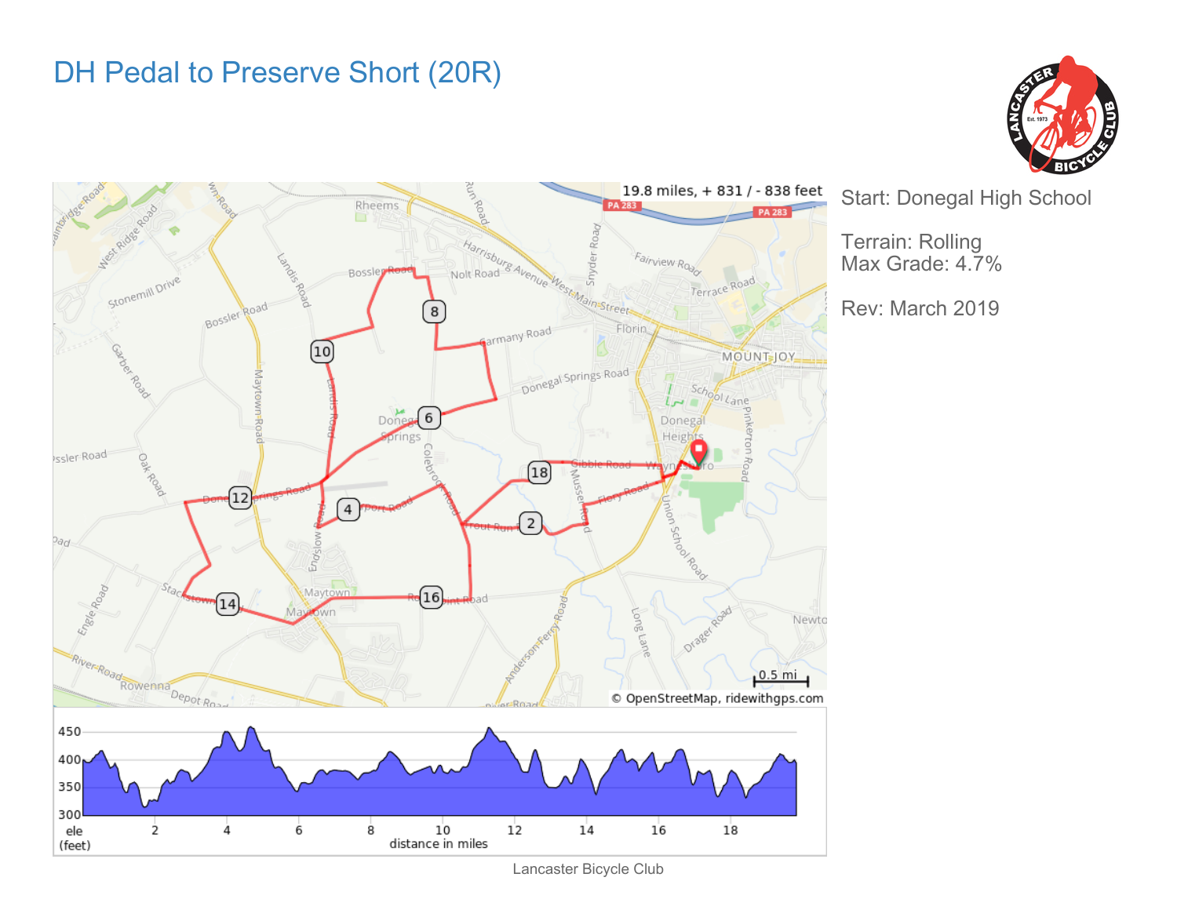# DH Pedal to Preserve Short (20R)

19.8 miles, + 831 / - 838 feet

Start: Donegal High School

Terrain: Rolling
Max Grade: 4.7%

Rev: March 2019

Lancaster Bicycle Club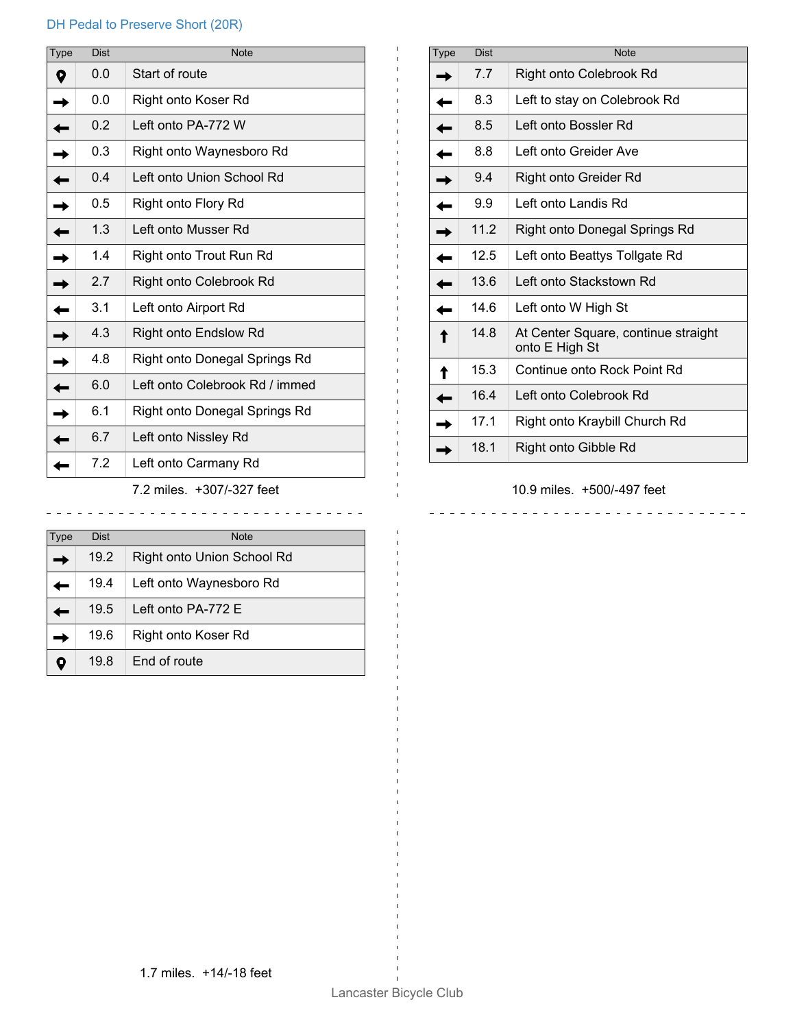DH Pedal to Preserve Short (20R)

| Type | Dist | Note |
|---|---|---|
| ● | 0.0 | Start of route |
| → | 0.0 | Right onto Koser Rd |
| ← | 0.2 | Left onto PA-772 W |
| → | 0.3 | Right onto Waynesboro Rd |
| ← | 0.4 | Left onto Union School Rd |
| → | 0.5 | Right onto Flory Rd |
| ← | 1.3 | Left onto Musser Rd |
| → | 1.4 | Right onto Trout Run Rd |
| → | 2.7 | Right onto Colebrook Rd |
| ← | 3.1 | Left onto Airport Rd |
| → | 4.3 | Right onto Endslow Rd |
| → | 4.8 | Right onto Donegal Springs Rd |
| ← | 6.0 | Left onto Colebrook Rd / immed |
| → | 6.1 | Right onto Donegal Springs Rd |
| ← | 6.7 | Left onto Nissley Rd |
| ← | 7.2 | Left onto Carmany Rd |

7.2 miles. +307/-327 feet

| Type | Dist | Note |
|---|---|---|
| → | 7.7 | Right onto Colebrook Rd |
| ← | 8.3 | Left to stay on Colebrook Rd |
| ← | 8.5 | Left onto Bossler Rd |
| ← | 8.8 | Left onto Greider Ave |
| → | 9.4 | Right onto Greider Rd |
| ← | 9.9 | Left onto Landis Rd |
| → | 11.2 | Right onto Donegal Springs Rd |
| ← | 12.5 | Left onto Beattys Tollgate Rd |
| ← | 13.6 | Left onto Stackstown Rd |
| ← | 14.6 | Left onto W High St |
| ↑ | 14.8 | At Center Square, continue straight onto E High St |
| ↑ | 15.3 | Continue onto Rock Point Rd |
| ← | 16.4 | Left onto Colebrook Rd |
| → | 17.1 | Right onto Kraybill Church Rd |
| → | 18.1 | Right onto Gibble Rd |

10.9 miles. +500/-497 feet

| Type | Dist | Note |
|---|---|---|
| → | 19.2 | Right onto Union School Rd |
| ← | 19.4 | Left onto Waynesboro Rd |
| ← | 19.5 | Left onto PA-772 E |
| → | 19.6 | Right onto Koser Rd |
| ● | 19.8 | End of route |

1.7 miles. +14/-18 feet

Lancaster Bicycle Club